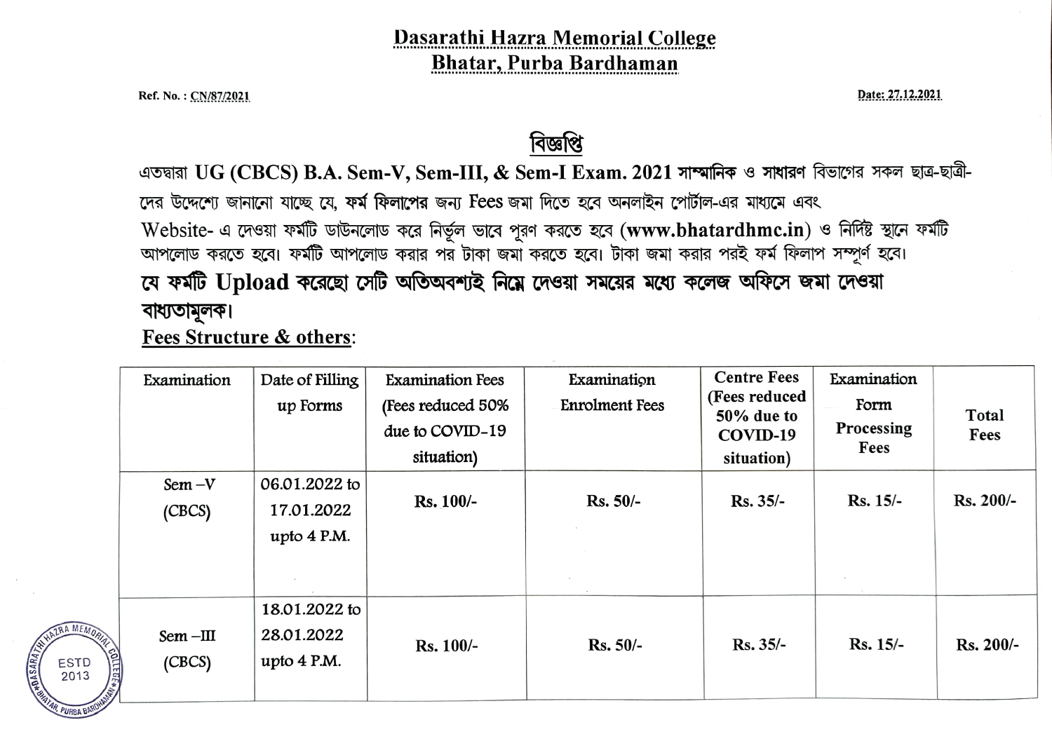# Dasarathi Hazra Memorial College
## Bhatar, Purba Bardhaman

Ref. No. : CN/87/2021

Date: 27.12.2021

## বিজ্ঞপ্তি

এতদ্বারা **UG (CBCS) B.A. Sem-V, Sem-III, & Sem-I Exam. 2021 সাম্মানিক** ও **সাধারণ** বিভাগের সকল ছাত্র-ছাত্রী-দের উদ্দেশ্যে জানানো যাচ্ছে যে, **ফর্ম ফিলাপের** জন্য **Fees** জমা দিতে হবে অনলাইন পোর্টাল-এর মাধ্যমে এবং Website- এ দেওয়া ফর্মটি ডাউনলোড করে নির্ভুল ভাবে পূরণ করতে হবে (**www.bhatardhmc.in**) ও নির্দিষ্ট স্থানে ফর্মটি আপলোড করতে হবে। ফর্মটি আপলোড করার পর টাকা জমা করতে হবে। টাকা জমা করার পরই ফর্ম ফিলাপ সম্পূর্ণ হবে।

**যে ফর্মটি Upload করেছো সেটি অতিঅবশ্যই নিম্নে দেওয়া সময়ের মধ্যে কলেজ অফিসে জমা দেওয়া বাধ্যতামূলক।**

**Fees Structure & others:**

| Examination | Date of Filling up Forms | Examination Fees (Fees reduced 50% due to COVID-19 situation) | Examination Enrolment Fees | Centre Fees (Fees reduced 50% due to COVID-19 situation) | Examination Form Processing Fees | Total Fees |
|---|---|---|---|---|---|---|
| Sem –V (CBCS) | 06.01.2022 to 17.01.2022 upto 4 P.M. | Rs. 100/- | Rs. 50/- | Rs. 35/- | Rs. 15/- | Rs. 200/- |
| Sem –III (CBCS) | 18.01.2022 to 28.01.2022 upto 4 P.M. | Rs. 100/- | Rs. 50/- | Rs. 35/- | Rs. 15/- | Rs. 200/- |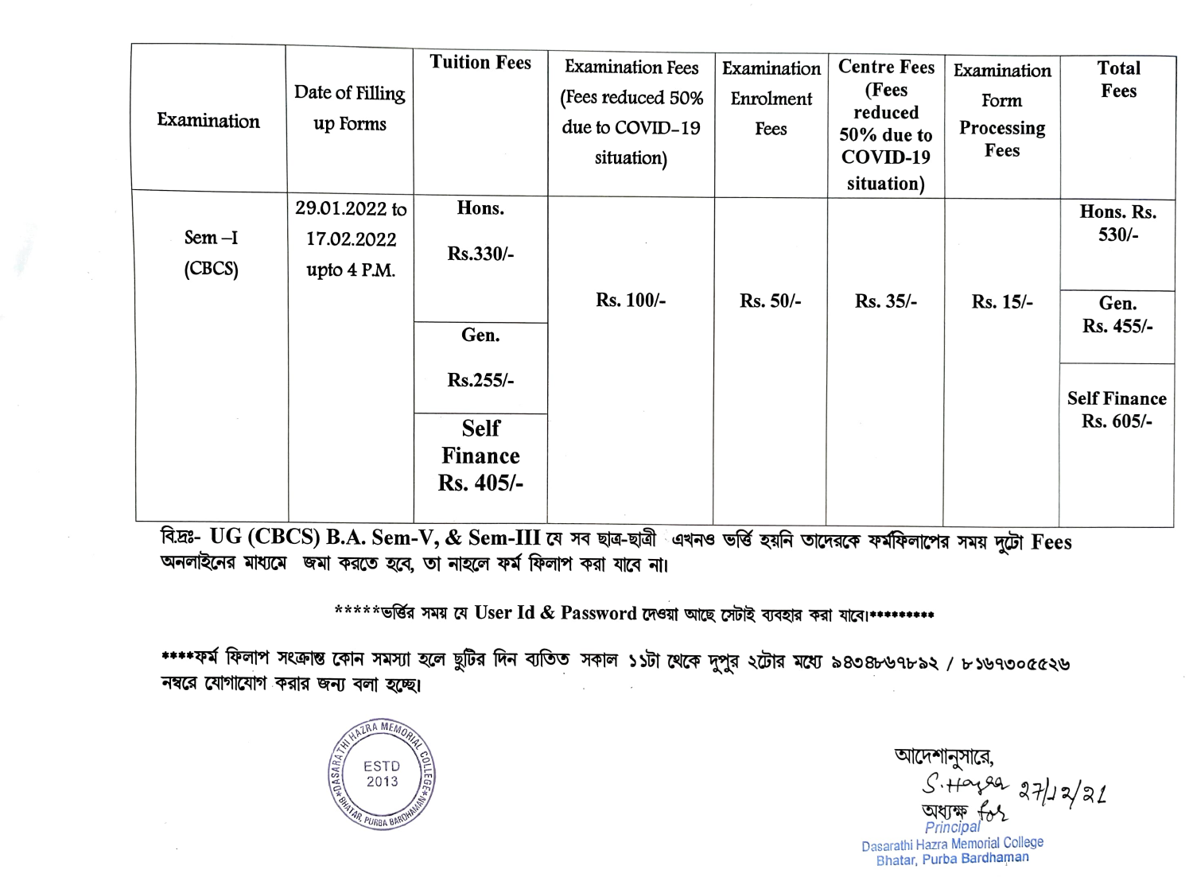| Examination | Date of Filling up Forms | Tuition Fees | Examination Fees (Fees reduced 50% due to COVID-19 situation) | Examination Enrolment Fees | Centre Fees (Fees reduced 50% due to COVID-19 situation) | Examination Form Processing Fees | Total Fees |
|---|---|---|---|---|---|---|---|
| Sem –I (CBCS) | 29.01.2022 to 17.02.2022 upto 4 P.M. | **Hons.** **Rs.330/-** | Rs. 100/- | Rs. 50/- | Rs. 35/- | Rs. 15/- | **Hons. Rs. 530/-** |
| | | **Gen.** **Rs.255/-** | | | | | **Gen. Rs. 455/-** |
| | | **Self Finance Rs. 405/-** | | | | | **Self Finance Rs. 605/-** |

বিদ্রঃ- UG (CBCS) B.A. Sem-V, & Sem-III যে সব ছাত্র-ছাত্রী এখনও ভর্তি হয়নি তাদেরকে ফর্মফিলাপের সময় দুটো Fees অনলাইনের মাধ্যমে জমা করতে হবে, তা নাহলে ফর্ম ফিলাপ করা যাবে না।

*****ভর্তির সময় যে User Id & Password দেওয়া আছে সেটাই ব্যবহার করা যাবে।*********

****ফর্ম ফিলাপ সংক্রান্ত কোন সমস্যা হলে ছুটির দিন ব্যতিত সকাল ১১টা থেকে দুপুর ২টোর মধ্যে ৯৪৩৪৮৬৭৮৯২ / ৮১৬৭৩০৫৫২৬ নম্বরে যোগাযোগ করার জন্য বলা হচ্ছে।

DASARATHI HAZRA MEMORIAL COLLEGE, ESTD 2013, BHATAR, PURBA BARDHAMAN

আদেশানুসারে,
S. Hazra 27/12/21
অধ্যক্ষ for
Principal
Dasarathi Hazra Memorial College
Bhatar, Purba Bardhaman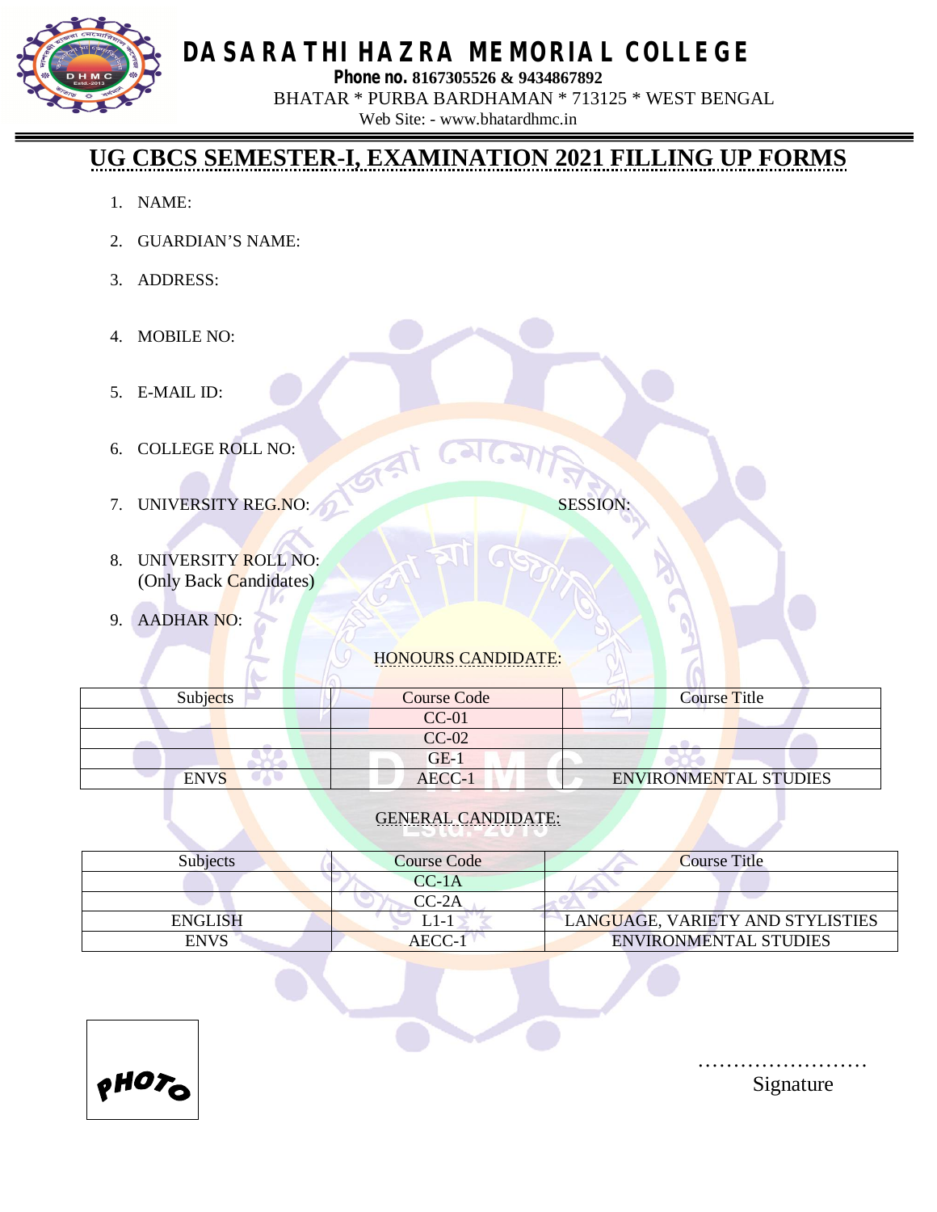# DASARATHI HAZRA MEMORIAL COLLEGE

**Phone no.** 8167305526 & 9434867892

BHATAR * PURBA BARDHAMAN * 713125 * WEST BENGAL

Web Site: - www.bhatardhmc.in

## UG CBCS SEMESTER-I, EXAMINATION 2021 FILLING UP FORMS

1. NAME:
2. GUARDIAN'S NAME:
3. ADDRESS:
4. MOBILE NO:
5. E-MAIL ID:
6. COLLEGE ROLL NO:
7. UNIVERSITY REG.NO: SESSION:
8. UNIVERSITY ROLL NO: (Only Back Candidates)
9. AADHAR NO:

HONOURS CANDIDATE:

| Subjects | Course Code | Course Title |
|---|---|---|
| | CC-01 | |
| | CC-02 | |
| | GE-1 | |
| ENVS | AECC-1 | ENVIRONMENTAL STUDIES |

GENERAL CANDIDATE:

| Subjects | Course Code | Course Title |
|---|---|---|
| | CC-1A | |
| | CC-2A | |
| ENGLISH | L1-1 | LANGUAGE, VARIETY AND STYLISTIES |
| ENVS | AECC-1 | ENVIRONMENTAL STUDIES |

PHOTO

……………………
Signature